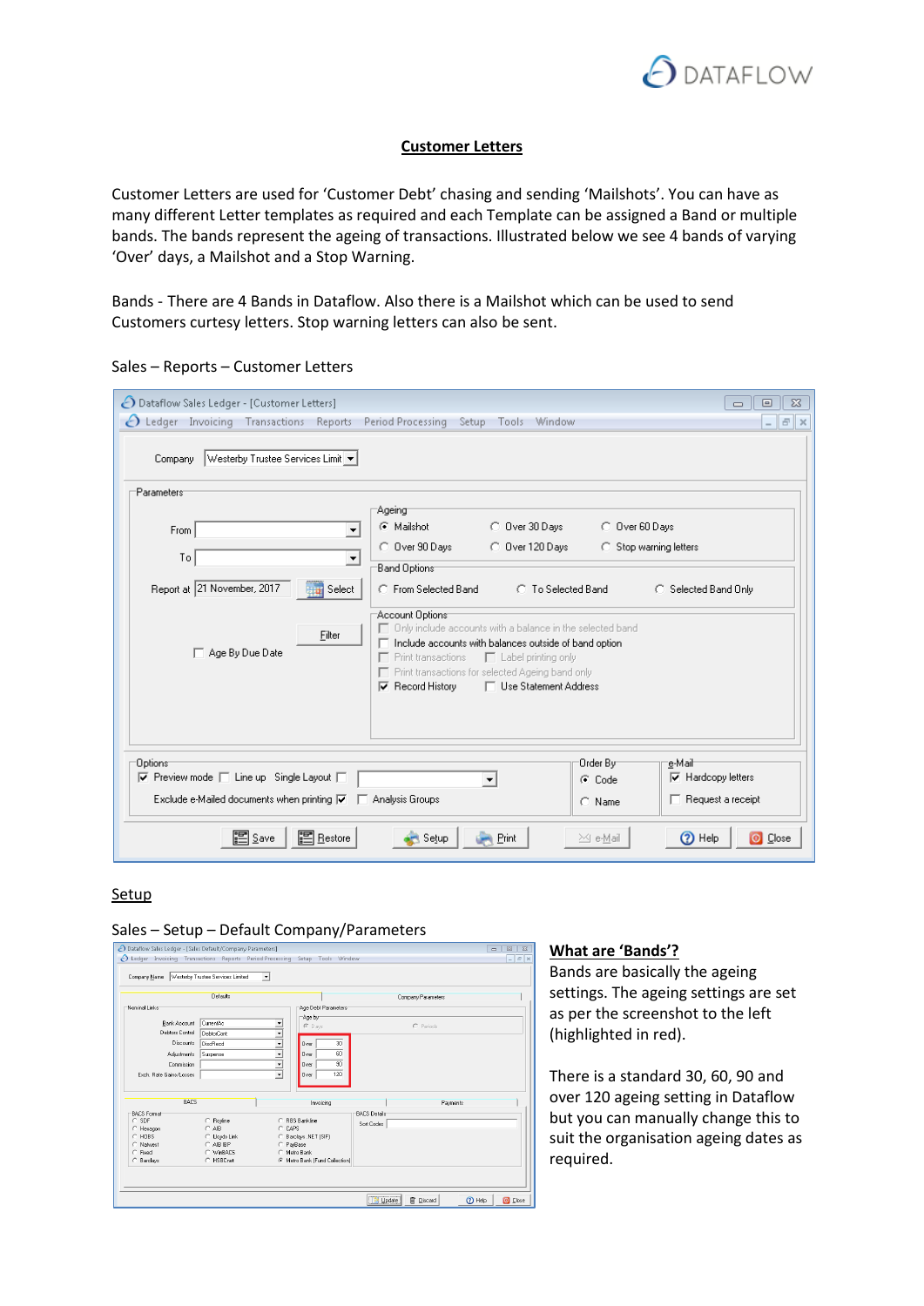## Customer Letters

Customer Letters are used for 'Customer Debt' chasing and sending 'Mailshots'. You can have as many different Letter templates as required and each Template can be assigned a Band or multiple bands. The bands represent the ageing of transactions. Illustrated below we see 4 bands of varying 'Over' days, a Mailshot and a Stop Warning.

Bands - There are 4 Bands in Dataflow. Also there is a Mailshot which can be used to send Customers curtesy letters. Stop warning letters can also be sent.

Sales – Reports – Customer Letters

### Setup

Sales – Setup – Default Company/Parameters

**What are 'Bands'?**

Bands are basically the ageing settings. The ageing settings are set as per the screenshot to the left (highlighted in red).

There is a standard 30, 60, 90 and over 120 ageing setting in Dataflow but you can manually change this to suit the organisation ageing dates as required.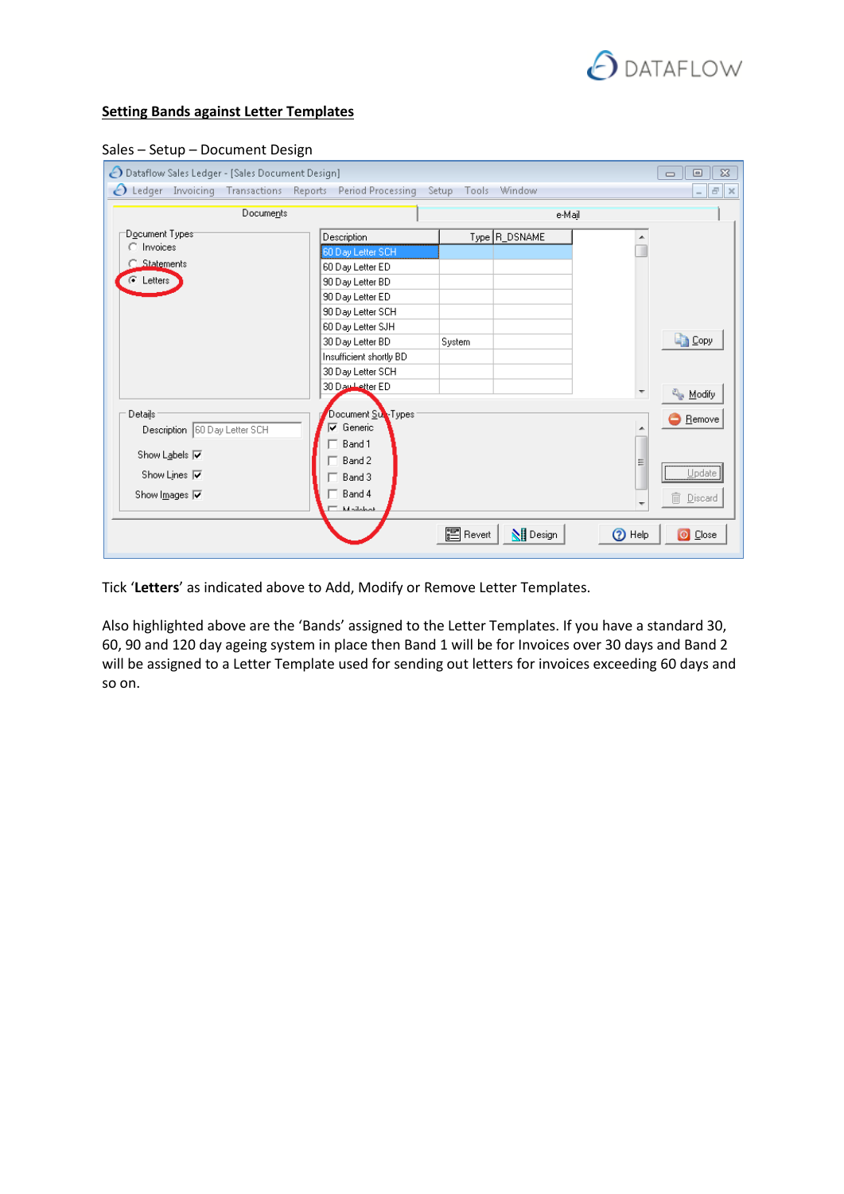## Setting Bands against Letter Templates

Sales – Setup – Document Design

Tick '**Letters**' as indicated above to Add, Modify or Remove Letter Templates.

Also highlighted above are the 'Bands' assigned to the Letter Templates. If you have a standard 30, 60, 90 and 120 day ageing system in place then Band 1 will be for Invoices over 30 days and Band 2 will be assigned to a Letter Template used for sending out letters for invoices exceeding 60 days and so on.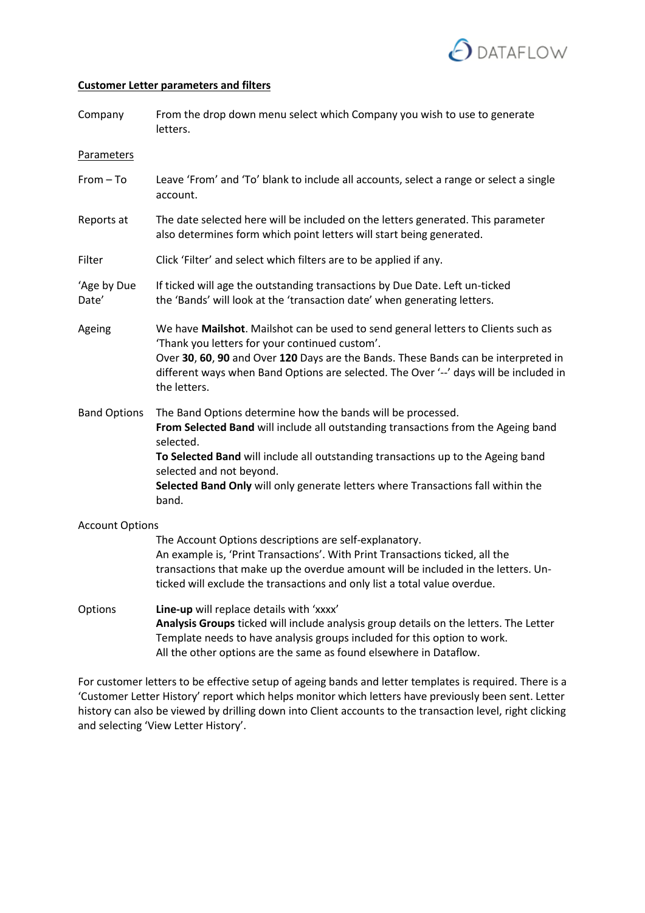**Customer Letter parameters and filters**

Company — From the drop down menu select which Company you wish to use to generate letters.

Parameters

From – To — Leave 'From' and 'To' blank to include all accounts, select a range or select a single account.

Reports at — The date selected here will be included on the letters generated. This parameter also determines form which point letters will start being generated.

Filter — Click 'Filter' and select which filters are to be applied if any.

'Age by Due Date' — If ticked will age the outstanding transactions by Due Date. Left un-ticked the 'Bands' will look at the 'transaction date' when generating letters.

Ageing — We have **Mailshot**. Mailshot can be used to send general letters to Clients such as 'Thank you letters for your continued custom'.
Over **30**, **60**, **90** and Over **120** Days are the Bands. These Bands can be interpreted in different ways when Band Options are selected. The Over '--' days will be included in the letters.

Band Options — The Band Options determine how the bands will be processed.
**From Selected Band** will include all outstanding transactions from the Ageing band selected.
**To Selected Band** will include all outstanding transactions up to the Ageing band selected and not beyond.
**Selected Band Only** will only generate letters where Transactions fall within the band.

Account Options — The Account Options descriptions are self-explanatory.
An example is, 'Print Transactions'. With Print Transactions ticked, all the transactions that make up the overdue amount will be included in the letters. Un-ticked will exclude the transactions and only list a total value overdue.

Options — **Line-up** will replace details with 'xxxx'
**Analysis Groups** ticked will include analysis group details on the letters. The Letter Template needs to have analysis groups included for this option to work.
All the other options are the same as found elsewhere in Dataflow.

For customer letters to be effective setup of ageing bands and letter templates is required. There is a 'Customer Letter History' report which helps monitor which letters have previously been sent. Letter history can also be viewed by drilling down into Client accounts to the transaction level, right clicking and selecting 'View Letter History'.